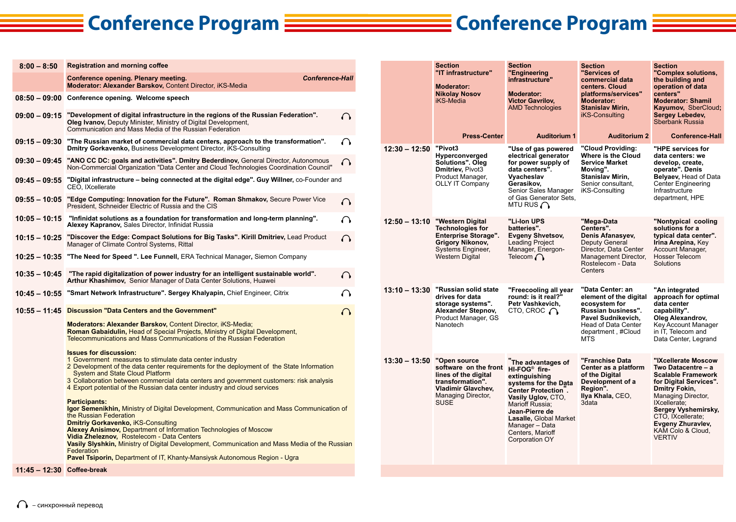# Conference Program

| Time | Program | |
|---|---|---|
| 8:00 – 8:50 | **Registration and morning coffee** | |
| | **Conference opening. Plenary meeting.** *Conference-Hall* **Moderator: Alexander Barskov,** Content Director, iKS-Media | |
| 08:50 – 09:00 | **Conference opening. Welcome speech** | |
| 09:00 – 09:15 | **"Development of digital infrastructure in the regions of the Russian Federation". Oleg Ivanov,** Deputy Minister, Ministry of Digital Development, Communication and Mass Media of the Russian Federation | 🎧 |
| 09:15 – 09:30 | **"The Russian market of commercial data centers, approach to the transformation". Dmitry Gorkavenko,** Business Development Director, iKS-Consulting | 🎧 |
| 09:30 – 09:45 | **"ANO CC DC: goals and activities". Dmitry Bederdinov,** General Director, Autonomous Non-Commercial Organization "Data Center and Cloud Technologies Coordination Council" | 🎧 |
| 09:45 – 09:55 | **"Digital infrastructure – being connected at the digital edge". Guy Willner,** co-Founder and CEO, IXcellerate | |
| 09:55 – 10:05 | **"Edge Computing: Innovation for the Future". Roman Shmakov,** Secure Power Vice President, Schneider Electric of Russia and the CIS | 🎧 |
| 10:05 – 10:15 | **"Infinidat solutions as a foundation for transformation and long-term planning". Alexey Kapranov,** Sales Director, Infinidat Russia | 🎧 |
| 10:15 – 10:25 | **"Discover the Edge: Compact Solutions for Big Tasks". Kirill Dmitriev,** Lead Product Manager of Climate Control Systems, Rittal | 🎧 |
| 10:25 – 10:35 | **"The Need for Speed ". Lee Funnell,** ERA Technical Manager, Siemon Company | |
| 10:35 – 10:45 | **"The rapid digitalization of power industry for an intelligent sustainable world". Arthur Khashimov,** Senior Manager of Data Center Solutions, Huawei | 🎧 |
| 10:45 – 10:55 | **"Smart Network Infrastructure". Sergey Khalyapin,** Chief Engineer, Citrix | 🎧 |
| 10:55 – 11:45 | **Discussion "Data Centers and the Government"**<br><br>**Moderators: Alexander Barskov,** Content Director, iKS-Media; **Roman Gabaidulin,** Head of Special Projects, Ministry of Digital Development, Telecommunications and Mass Communications of the Russian Federation<br><br>**Issues for discussion:**<br>1 Government measures to stimulate data center industry<br>2 Development of the data center requirements for the deployment of the State Information System and State Cloud Platform<br>3 Collaboration between commercial data centers and government customers: risk analysis<br>4 Export potential of the Russian data center industry and cloud services<br><br>**Participants:**<br>**Igor Semenikhin,** Ministry of Digital Development, Communication and Mass Communication of the Russian Federation<br>**Dmitriy Gorkavenko,** iKS-Consulting<br>**Alexey Anisimov,** Department of Information Technologies of Moscow<br>**Vidia Zheleznov,** Rostelecom - Data Centers<br>**Vasily Slyshkin,** Ministry of Digital Development, Communication and Mass Media of the Russian Federation<br>**Pavel Tsiporin,** Department of IT, Khanty-Mansiysk Autonomous Region - Ugra | 🎧 |
| 11:45 – 12:30 | **Coffee-break** | |

| Time | **Section "IT infrastructure"** **Moderator: Nikolay Nosov** iKS-Media — **Press-Center** | **Section "Engineering infrastructure"** **Moderator: Victor Gavrilov,** AMD Technologies — **Auditorium 1** | **Section "Services of commercial data centers. Cloud platforms/services"** **Moderator: Stanislav Mirin,** iKS-Consulting — **Auditorium 2** | **Section "Complex solutions, the building and operation of data centers"** **Moderator: Shamil Kayumov,** SberCloud; **Sergey Lebedev,** Sberbank Russia — **Conference-Hall** |
|---|---|---|---|---|
| 12:30 – 12:50 | **"Pivot3 Hyperconverged Solutions". Oleg Dmitriev,** Pivot3 Product Manager, OLLY IT Company | **"Use of gas powered electrical generator for power supply of data centers". Vyacheslav Gerasikov,** Senior Sales Manager of Gas Generator Sets, MTU RUS 🎧 | **"Cloud Providing: Where is the Cloud Service Market Moving". Stanislav Mirin,** Senior consultant, iKS-Consulting | **"HPE services for data centers: we develop, create, operate". Denis Belyaev,** Head of Data Center Engineering Infrastructure department, HPE |
| 12:50 – 13:10 | **"Western Digital Technologies for Enterprise Storage". Grigory Nikonov,** Systems Engineer, Western Digital | **"Li-Ion UPS batteries". Evgeny Shvetsov,** Leading Project Manager, Energon-Telecom 🎧 | **"Mega-Data Centers". Denis Afanasyev,** Deputy General Director, Data Center Management Director, Rostelecom - Data Centers | **"Nontypical cooling solutions for a typical data center". Irina Arepina,** Key Account Manager, Hosser Telecom Solutions |
| 13:10 – 13:30 | **"Russian solid state drives for data storage systems". Alexander Stepnov,** Product Manager, GS Nanotech | **"Freecooling all year round: is it real?" Petr Vashkevich,** CTO, CROC 🎧 | **"Data Center: an element of the digital ecosystem for Russian business". Pavel Sudnikevich,** Head of Data Center department , #Cloud MTS | **"An integrated approach for optimal data center capability". Oleg Alexandrov,** Key Account Manager in IT, Telecom and Data Center, Legrand |
| 13:30 – 13:50 | **"Open source software on the front lines of digital transformation". Vladimir Glavchev,** Managing Director, SUSE | **"The advantages of HI-FOG® fire-extinguishing systems for the Data Center Protection". Vasily Uglov,** CTO, Marioff Russia; **Jean-Pierre de Lasalle,** Global Market Manager – Data Centers, Marioff Corporation OY | **"Franchise Data Center as a platform of the Digital Development of a Region". Ilya Khala,** CEO, 3data | **"IXcellerate Moscow Two Datacentre – a Scalable Framework for Digital Services". Dmitry Fokin,** Managing Director, IXcellerate; **Sergey Vyshemirsky,** CTO, IXcellerate; **Evgeny Zhuravlev,** KAM Colo & Cloud, VERTIV |

🎧 – синхронный перевод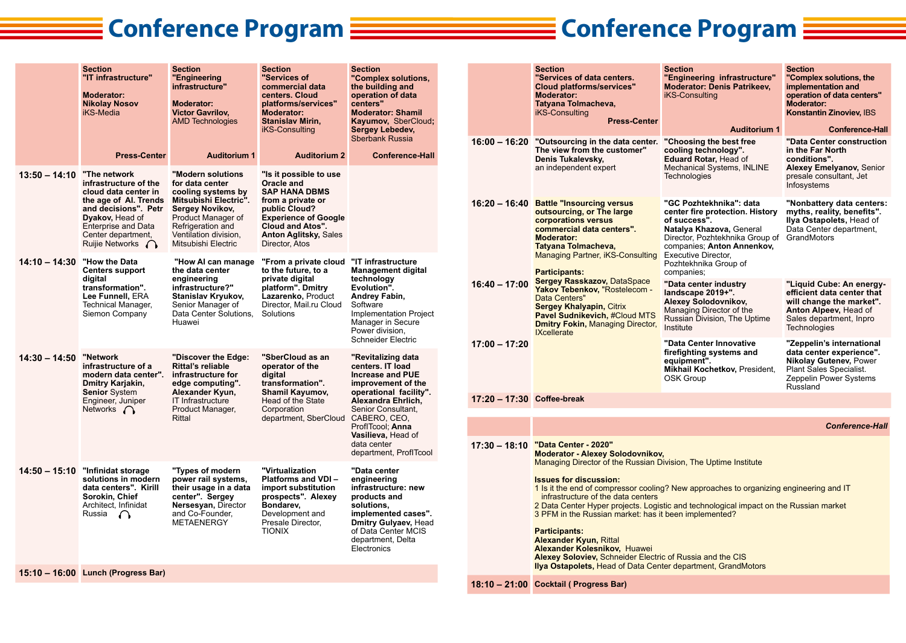# Conference Program

| | Section "IT infrastructure" Moderator: **Nikolay Nosov** iKS-Media — Press-Center | Section "Engineering infrastructure" Moderator: **Victor Gavrilov,** AMD Technologies — Auditorium 1 | Section "Services of commercial data centers. Cloud platforms/services" Moderator: **Stanislav Mirin,** iKS-Consulting — Auditorium 2 | Section "Complex solutions, the building and operation of data centers" Moderator: **Shamil Kayumov,** SberCloud; **Sergey Lebedev,** Sberbank Russia — Conference-Hall |
|---|---|---|---|---|
| **13:50 – 14:10** | **"The network infrastructure of the cloud data center in the age of AI. Trends and decisions". Petr Dyakov,** Head of Enterprise and Data Center department, Ruijie Networks | **"Modern solutions for data center cooling systems by Mitsubishi Electric". Sergey Novikov,** Product Manager of Refrigeration and Ventilation division, Mitsubishi Electric | **"Is it possible to use Oracle and SAP HANA DBMS from a private or public Cloud? Experience of Google Cloud and Atos". Anton Aglitsky,** Sales Director, Atos | |
| **14:10 – 14:30** | **"How the Data Centers support digital transformation". Lee Funnell,** ERA Technical Manager, Siemon Company | **"How AI can manage the data center engineering infrastructure?" Stanislav Krykov,** Senior Manager of Data Center Solutions, Huawei | **"From a private cloud to the future, to a private digital platform". Dmitry Lazarenko,** Product Director, Mail.ru Cloud Solutions | **"IT infrastructure Management digital technology Evolution". Andrey Fabin,** Software Implementation Project Manager in Secure Power division, Schneider Electric |
| **14:30 – 14:50** | **"Network infrastructure of a modern data center". Dmitry Karjakin, Senior** System Engineer, Juniper Networks | **"Discover the Edge: Rittal's reliable infrastructure for edge computing". Alexander Kyun,** IT Infrastructure Product Manager, Rittal | **"SberCloud as an operator of the digital transformation". Shamil Kayumov,** Head of the State Corporation department, SberCloud | **"Revitalizing data centers. IT load Increase and PUE improvement of the operational facility". Alexandra Ehrlich,** Senior Consultant, CABERO, CEO, ProfITcool; **Anna Vasilieva,** Head of data center department, ProfITcool |
| **14:50 – 15:10** | **"Infinidat storage solutions in modern data centers". Kirill Sorokin, Chief** Architect, Infinidat Russia | **"Types of modern power rail systems, their usage in a data center". Sergey Nersesyan,** Director and Co-Founder, METAENERGY | **"Virtualization Platforms and VDI – import substitution prospects". Alexey Bondarev,** Development and Presale Director, TIONIX | **"Data center engineering infrastructure: new products and solutions, implemented cases". Dmitry Gulyaev,** Head of Data Center MCIS department, Delta Electronics |
| **15:10 – 16:00** | **Lunch (Progress Bar)** | | | |

# Conference Program

| | Section "Services of data centers. Cloud platforms/services" Moderator: Tatyana Tolmacheva, iKS-Consulting — Press-Center | Section "Engineering infrastructure" Moderator: Denis Patrikeev, iKS-Consulting — Auditorium 1 | Section "Complex solutions, the implementation and operation of data centers" Moderator: Konstantin Zinoviev, IBS — Conference-Hall |
|---|---|---|---|
| **16:00 – 16:20** | **"Outsourcing in the data center. The view from the customer" Denis Tukalevsky,** an independent expert | **"Choosing the best free cooling technology". Eduard Rotar,** Head of Mechanical Systems, INLINE Technologies | **"Data Center construction in the Far North conditions". Alexey Emelyanov,** Senior presale consultant, Jet Infosystems |
| **16:20 – 16:40** | **Battle "Insourcing versus outsourcing, or The large corporations versus commercial data centers". Moderator: Tatyana Tolmacheva,** Managing Partner, iKS-Consulting | **"GC Pozhtekhnika": data center fire protection. History of success". Natalya Khazova,** General Director, Pozhtekhnika Group of companies; **Anton Annenkov,** Executive Director, Pozhtekhnika Group of companies; | **"Nonbattery data centers: myths, reality, benefits". Ilya Ostapolets,** Head of Data Center department, GrandMotors |
| **16:40 – 17:00** | **Participants: Sergey Rasskazov,** DataSpace **Yakov Tebenkov,** "Rostelecom - Data Centers" **Sergey Khalyapin,** Citrix **Pavel Sudnikevich,** #Cloud MTS **Dmitry Fokin,** Managing Director, IXcellerate | **"Data center industry landscape 2019+". Alexey Solodovnikov,** Managing Director of the Russian Division, The Uptime Institute | **"Liquid Cube: An energy-efficient data center that will change the market". Anton Alpeev,** Head of Sales department, Inpro Technologies |
| **17:00 – 17:20** | | **"Data Center Innovative firefighting systems and equipment". Mikhail Kochetkov,** President, OSK Group | **"Zeppelin's international data center experience". Nikolay Gutenev,** Power Plant Sales Specialist. Zeppelin Power Systems Russland |
| **17:20 – 17:30** | **Coffee-break** | | |

***Conference-Hall***

**17:30 – 18:10**

**"Data Center - 2020"**
**Moderator - Alexey Solodovnikov,**
Managing Director of the Russian Division, The Uptime Institute

**Issues for discussion:**

1 Is it the end of compressor cooling? New approaches to organizing engineering and IT infrastructure of the data centers
2 Data Center Hyper projects. Logistic and technological impact on the Russian market
3 PFM in the Russian market: has it been implemented?

**Participants:**
**Alexander Kyun,** Rittal
**Alexander Kolesnikov,** Huawei
**Alexey Soloviev,** Schneider Electric of Russia and the CIS
**Ilya Ostapolets,** Head of Data Center department, GrandMotors

**18:10 – 21:00** **Cocktail ( Progress Bar)**